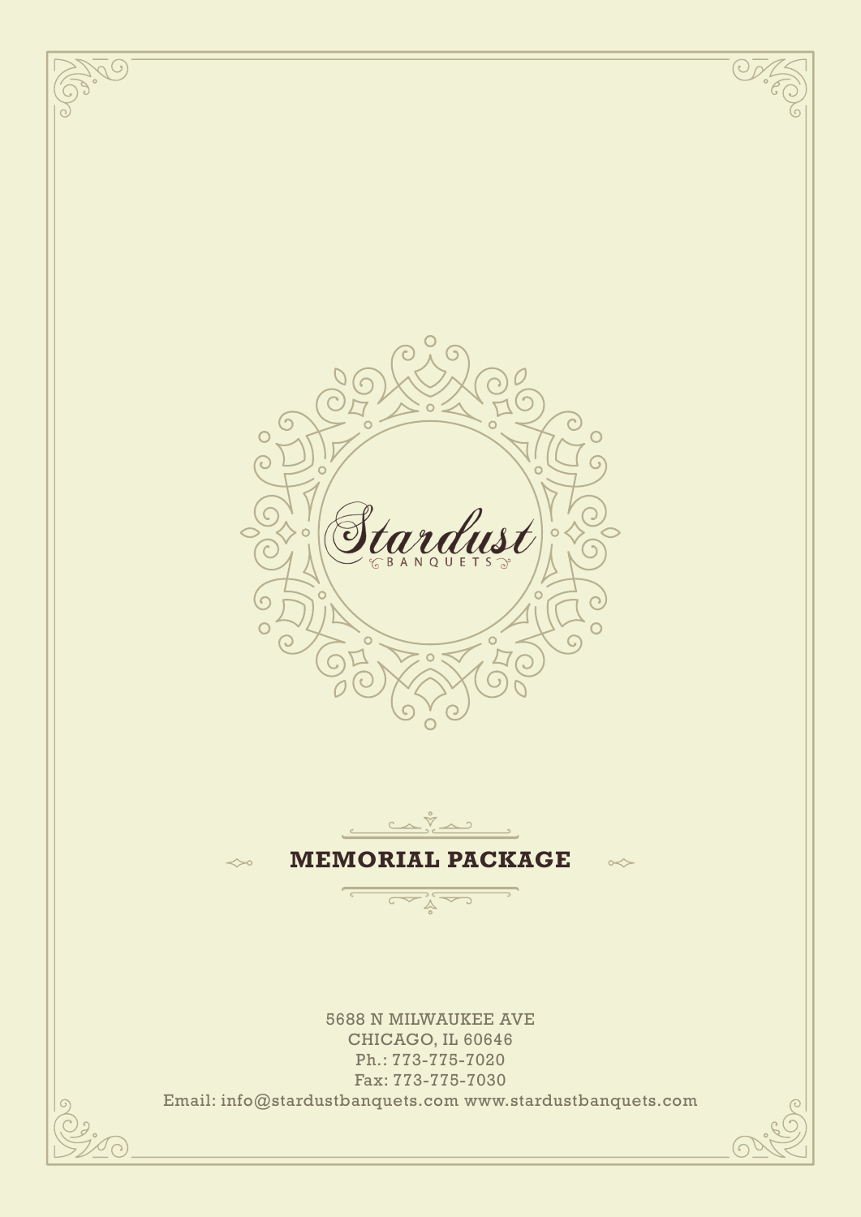# Stardust

BANQUETS

## MEMORIAL PACKAGE

5688 N MILWAUKEE AVE
CHICAGO, IL 60646
Ph.: 773-775-7020
Fax: 773-775-7030
Email: info@stardustbanquets.com www.stardustbanquets.com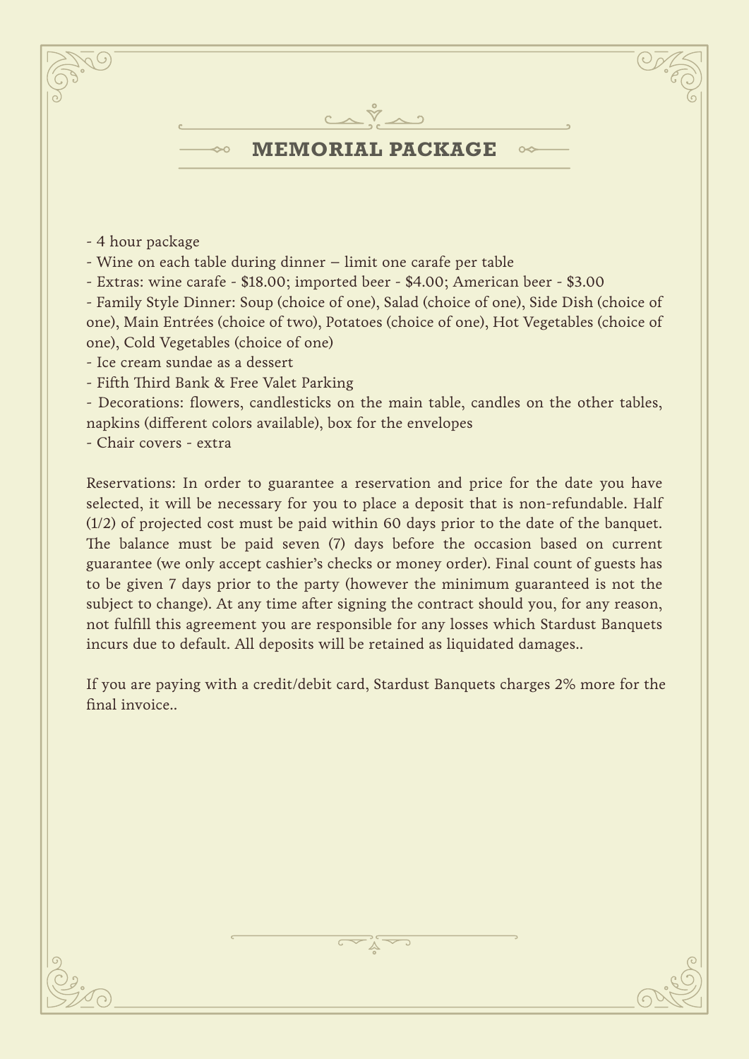# MEMORIAL PACKAGE

- 4 hour package
- Wine on each table during dinner – limit one carafe per table
- Extras: wine carafe - $18.00; imported beer - $4.00; American beer - $3.00
- Family Style Dinner: Soup (choice of one), Salad (choice of one), Side Dish (choice of one), Main Entrées (choice of two), Potatoes (choice of one), Hot Vegetables (choice of one), Cold Vegetables (choice of one)
- Ice cream sundae as a dessert
- Fifth Third Bank & Free Valet Parking
- Decorations: flowers, candlesticks on the main table, candles on the other tables, napkins (different colors available), box for the envelopes
- Chair covers - extra

Reservations: In order to guarantee a reservation and price for the date you have selected, it will be necessary for you to place a deposit that is non-refundable. Half (1/2) of projected cost must be paid within 60 days prior to the date of the banquet. The balance must be paid seven (7) days before the occasion based on current guarantee (we only accept cashier's checks or money order). Final count of guests has to be given 7 days prior to the party (however the minimum guaranteed is not the subject to change). At any time after signing the contract should you, for any reason, not fulfill this agreement you are responsible for any losses which Stardust Banquets incurs due to default. All deposits will be retained as liquidated damages..

If you are paying with a credit/debit card, Stardust Banquets charges 2% more for the final invoice..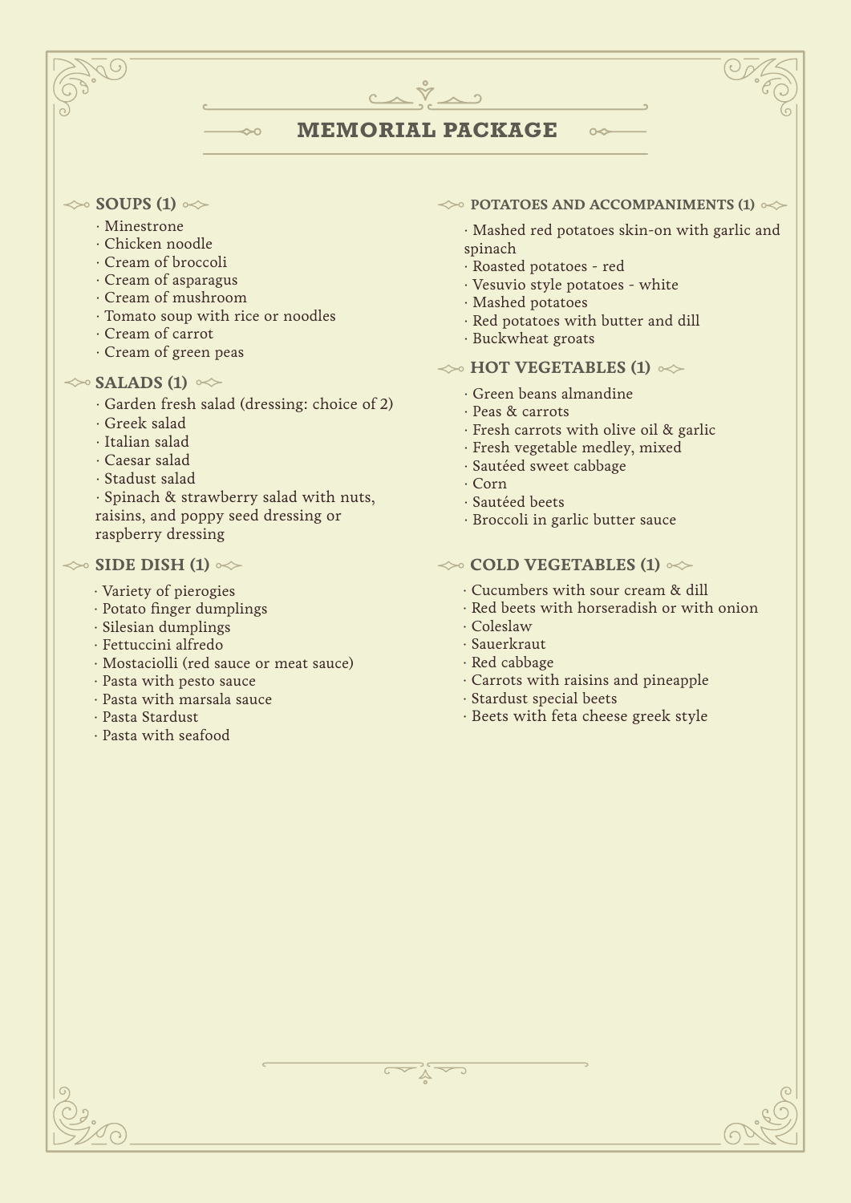# MEMORIAL PACKAGE

## SOUPS (1)

- Minestrone
- Chicken noodle
- Cream of broccoli
- Cream of asparagus
- Cream of mushroom
- Tomato soup with rice or noodles
- Cream of carrot
- Cream of green peas

## SALADS (1)

- Garden fresh salad (dressing: choice of 2)
- Greek salad
- Italian salad
- Caesar salad
- Stadust salad
- Spinach & strawberry salad with nuts, raisins, and poppy seed dressing or raspberry dressing

## SIDE DISH (1)

- Variety of pierogies
- Potato finger dumplings
- Silesian dumplings
- Fettuccini alfredo
- Mostaciolli (red sauce or meat sauce)
- Pasta with pesto sauce
- Pasta with marsala sauce
- Pasta Stardust
- Pasta with seafood

## POTATOES AND ACCOMPANIMENTS (1)

- Mashed red potatoes skin-on with garlic and spinach
- Roasted potatoes - red
- Vesuvio style potatoes - white
- Mashed potatoes
- Red potatoes with butter and dill
- Buckwheat groats

## HOT VEGETABLES (1)

- Green beans almandine
- Peas & carrots
- Fresh carrots with olive oil & garlic
- Fresh vegetable medley, mixed
- Sautéed sweet cabbage
- Corn
- Sautéed beets
- Broccoli in garlic butter sauce

## COLD VEGETABLES (1)

- Cucumbers with sour cream & dill
- Red beets with horseradish or with onion
- Coleslaw
- Sauerkraut
- Red cabbage
- Carrots with raisins and pineapple
- Stardust special beets
- Beets with feta cheese greek style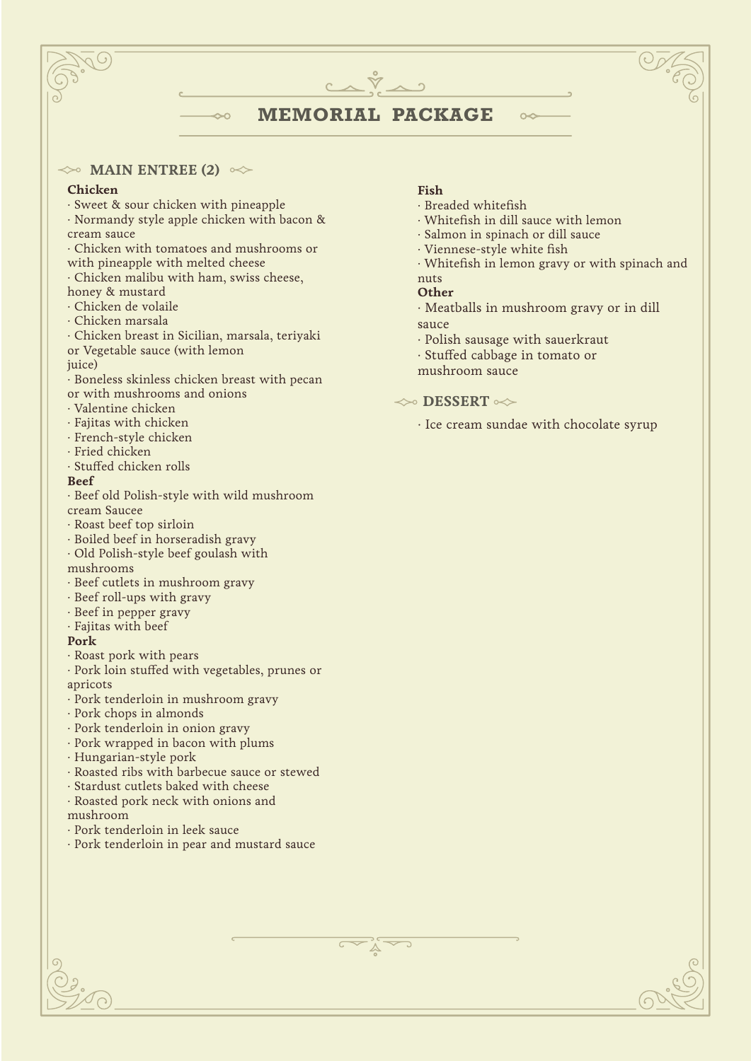# MEMORIAL PACKAGE

## MAIN ENTREE (2)

**Chicken**

- Sweet & sour chicken with pineapple
- Normandy style apple chicken with bacon & cream sauce
- Chicken with tomatoes and mushrooms or with pineapple with melted cheese
- Chicken malibu with ham, swiss cheese, honey & mustard
- Chicken de volaile
- Chicken marsala
- Chicken breast in Sicilian, marsala, teriyaki or Vegetable sauce (with lemon juice)
- Boneless skinless chicken breast with pecan or with mushrooms and onions
- Valentine chicken
- Fajitas with chicken
- French-style chicken
- Fried chicken
- Stuffed chicken rolls

**Beef**

- Beef old Polish-style with wild mushroom cream Saucee
- Roast beef top sirloin
- Boiled beef in horseradish gravy
- Old Polish-style beef goulash with mushrooms
- Beef cutlets in mushroom gravy
- Beef roll-ups with gravy
- Beef in pepper gravy
- Fajitas with beef

**Pork**

- Roast pork with pears
- Pork loin stuffed with vegetables, prunes or apricots
- Pork tenderloin in mushroom gravy
- Pork chops in almonds
- Pork tenderloin in onion gravy
- Pork wrapped in bacon with plums
- Hungarian-style pork
- Roasted ribs with barbecue sauce or stewed
- Stardust cutlets baked with cheese
- Roasted pork neck with onions and mushroom
- Pork tenderloin in leek sauce
- Pork tenderloin in pear and mustard sauce

**Fish**

- Breaded whitefish
- Whitefish in dill sauce with lemon
- Salmon in spinach or dill sauce
- Viennese-style white fish
- Whitefish in lemon gravy or with spinach and nuts

**Other**

- Meatballs in mushroom gravy or in dill sauce
- Polish sausage with sauerkraut
- Stuffed cabbage in tomato or mushroom sauce

## DESSERT

- Ice cream sundae with chocolate syrup